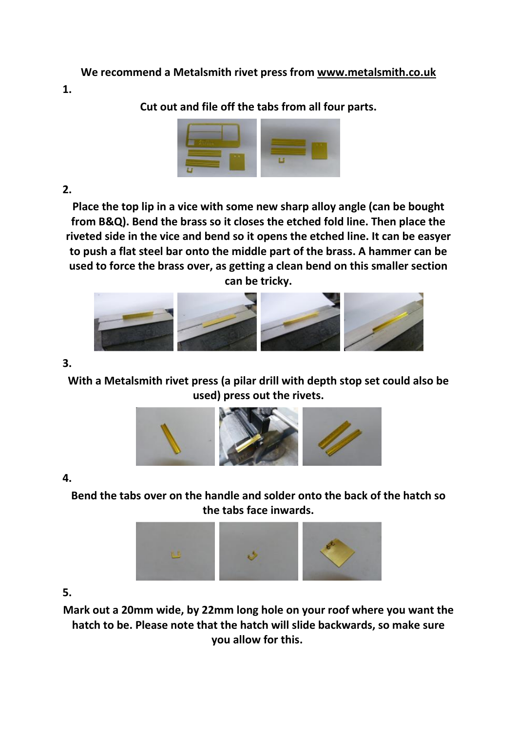**We recommend a Metalsmith rivet press from www.metalsmith.co.uk**

**1.**

**Cut out and file off the tabs from all four parts.**

**2.**

**Place the top lip in a vice with some new sharp alloy angle (can be bought from B&Q). Bend the brass so it closes the etched fold line. Then place the riveted side in the vice and bend so it opens the etched line. It can be easyer to push a flat steel bar onto the middle part of the brass. A hammer can be used to force the brass over, as getting a clean bend on this smaller section can be tricky.**

**3.**

**With a Metalsmith rivet press (a pilar drill with depth stop set could also be used) press out the rivets.**

**4.**

**Bend the tabs over on the handle and solder onto the back of the hatch so the tabs face inwards.**

**5.**

**Mark out a 20mm wide, by 22mm long hole on your roof where you want the hatch to be. Please note that the hatch will slide backwards, so make sure you allow for this.**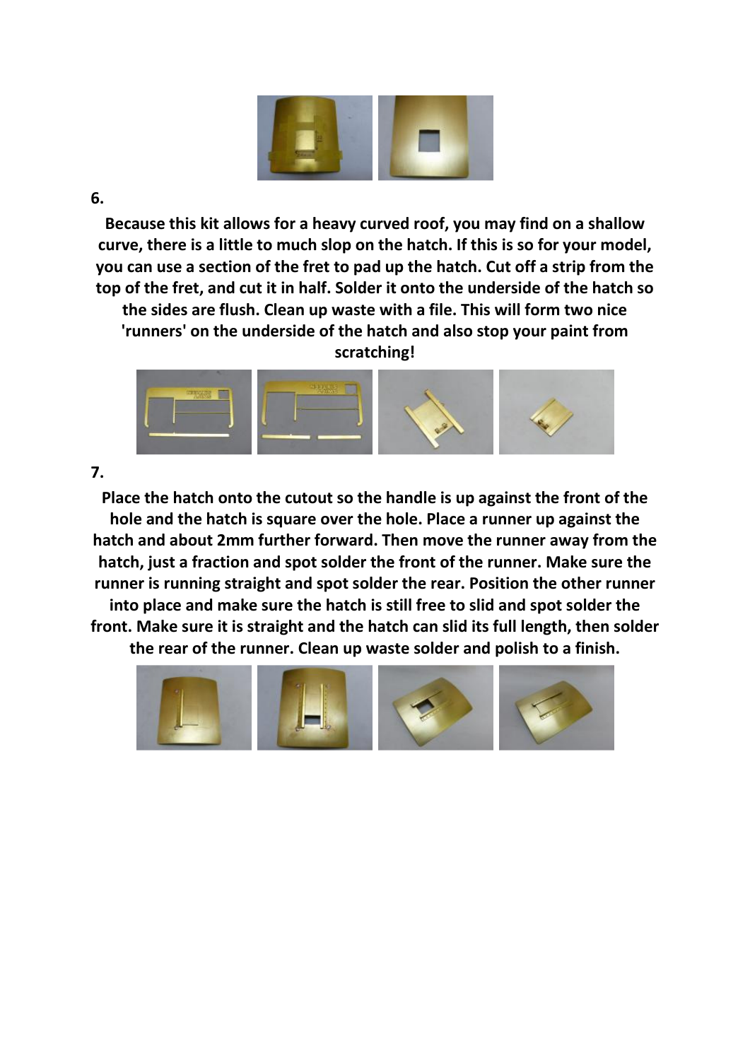6.

**Because this kit allows for a heavy curved roof, you may find on a shallow curve, there is a little to much slop on the hatch. If this is so for your model, you can use a section of the fret to pad up the hatch. Cut off a strip from the top of the fret, and cut it in half. Solder it onto the underside of the hatch so the sides are flush. Clean up waste with a file. This will form two nice 'runners' on the underside of the hatch and also stop your paint from scratching!**

7.

**Place the hatch onto the cutout so the handle is up against the front of the hole and the hatch is square over the hole. Place a runner up against the hatch and about 2mm further forward. Then move the runner away from the hatch, just a fraction and spot solder the front of the runner. Make sure the runner is running straight and spot solder the rear. Position the other runner into place and make sure the hatch is still free to slid and spot solder the front. Make sure it is straight and the hatch can slid its full length, then solder the rear of the runner. Clean up waste solder and polish to a finish.**